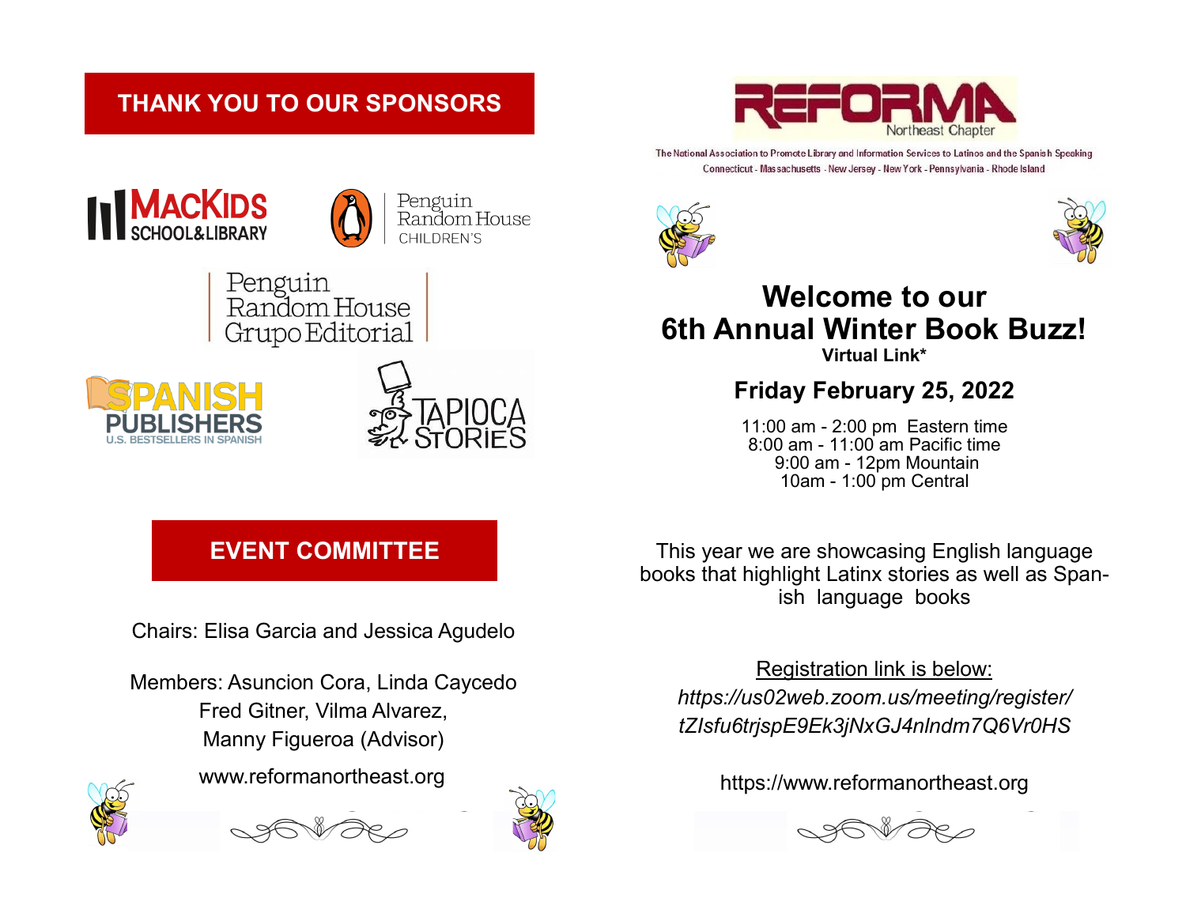## THANK YOU TO OUR SPONSORS

MACKIDS SCHOOL&LIBRARY

Penguin Random House CHILDREN'S

Penguin Random House Grupo Editorial

SPANISH PUBLISHERS U.S. BESTSELLERS IN SPANISH

TAPIOCA STORIES

## EVENT COMMITTEE

Chairs: Elisa Garcia and Jessica Agudelo

Members: Asuncion Cora, Linda Caycedo
Fred Gitner, Vilma Alvarez,
Manny Figueroa (Advisor)

www.reformanortheast.org

REFORMA Northeast Chapter

The National Association to Promote Library and Information Services to Latinos and the Spanish Speaking
Connecticut - Massachusetts - New Jersey - New York - Pennsylvania - Rhode Island

# Welcome to our 6th Annual Winter Book Buzz!

**Virtual Link***

## Friday February 25, 2022

11:00 am - 2:00 pm Eastern time
8:00 am - 11:00 am Pacific time
9:00 am - 12pm Mountain
10am - 1:00 pm Central

This year we are showcasing English language books that highlight Latinx stories as well as Spanish language books

Registration link is below:
*https://us02web.zoom.us/meeting/register/tZIsfu6trjspE9Ek3jNxGJ4nlndm7Q6Vr0HS*

https://www.reformanortheast.org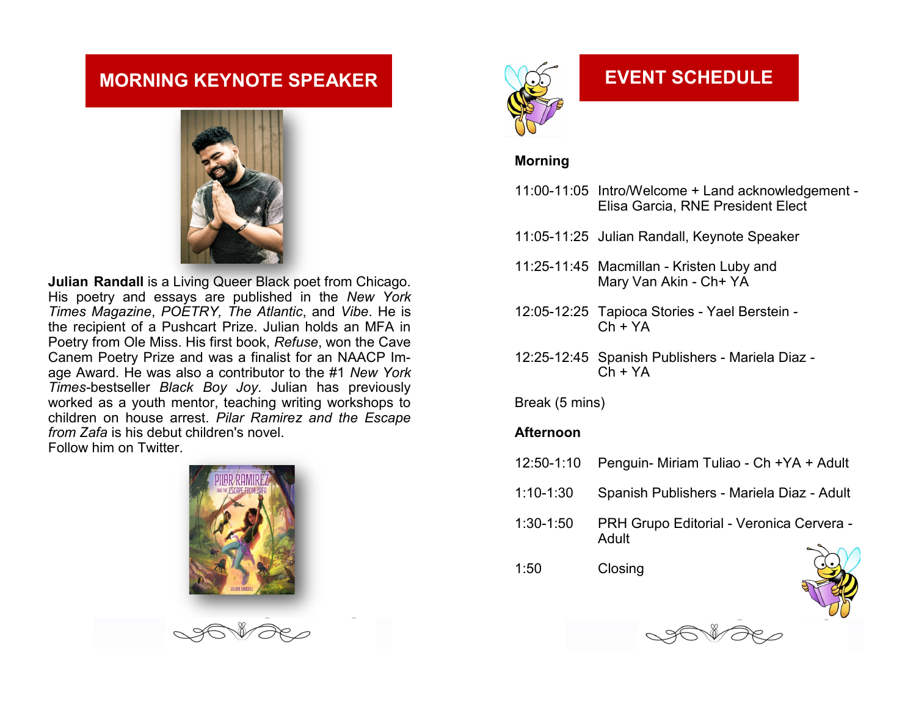## MORNING KEYNOTE SPEAKER

**Julian Randall** is a Living Queer Black poet from Chicago. His poetry and essays are published in the *New York Times Magazine*, *POETRY, The Atlantic*, and *Vibe*. He is the recipient of a Pushcart Prize. Julian holds an MFA in Poetry from Ole Miss. His first book, *Refuse*, won the Cave Canem Poetry Prize and was a finalist for an NAACP Image Award. He was also a contributor to the #1 *New York Times*-bestseller *Black Boy Joy*. Julian has previously worked as a youth mentor, teaching writing workshops to children on house arrest. *Pilar Ramirez and the Escape from Zafa* is his debut children's novel.
Follow him on Twitter.

## EVENT SCHEDULE

**Morning**

| | |
|---|---|
| 11:00-11:05 | Intro/Welcome + Land acknowledgement - Elisa Garcia, RNE President Elect |
| 11:05-11:25 | Julian Randall, Keynote Speaker |
| 11:25-11:45 | Macmillan - Kristen Luby and Mary Van Akin - Ch+ YA |
| 12:05-12:25 | Tapioca Stories - Yael Berstein - Ch + YA |
| 12:25-12:45 | Spanish Publishers - Mariela Diaz - Ch + YA |

Break (5 mins)

**Afternoon**

| | |
|---|---|
| 12:50-1:10 | Penguin- Miriam Tuliao - Ch +YA + Adult |
| 1:10-1:30 | Spanish Publishers - Mariela Diaz - Adult |
| 1:30-1:50 | PRH Grupo Editorial - Veronica Cervera - Adult |
| 1:50 | Closing |